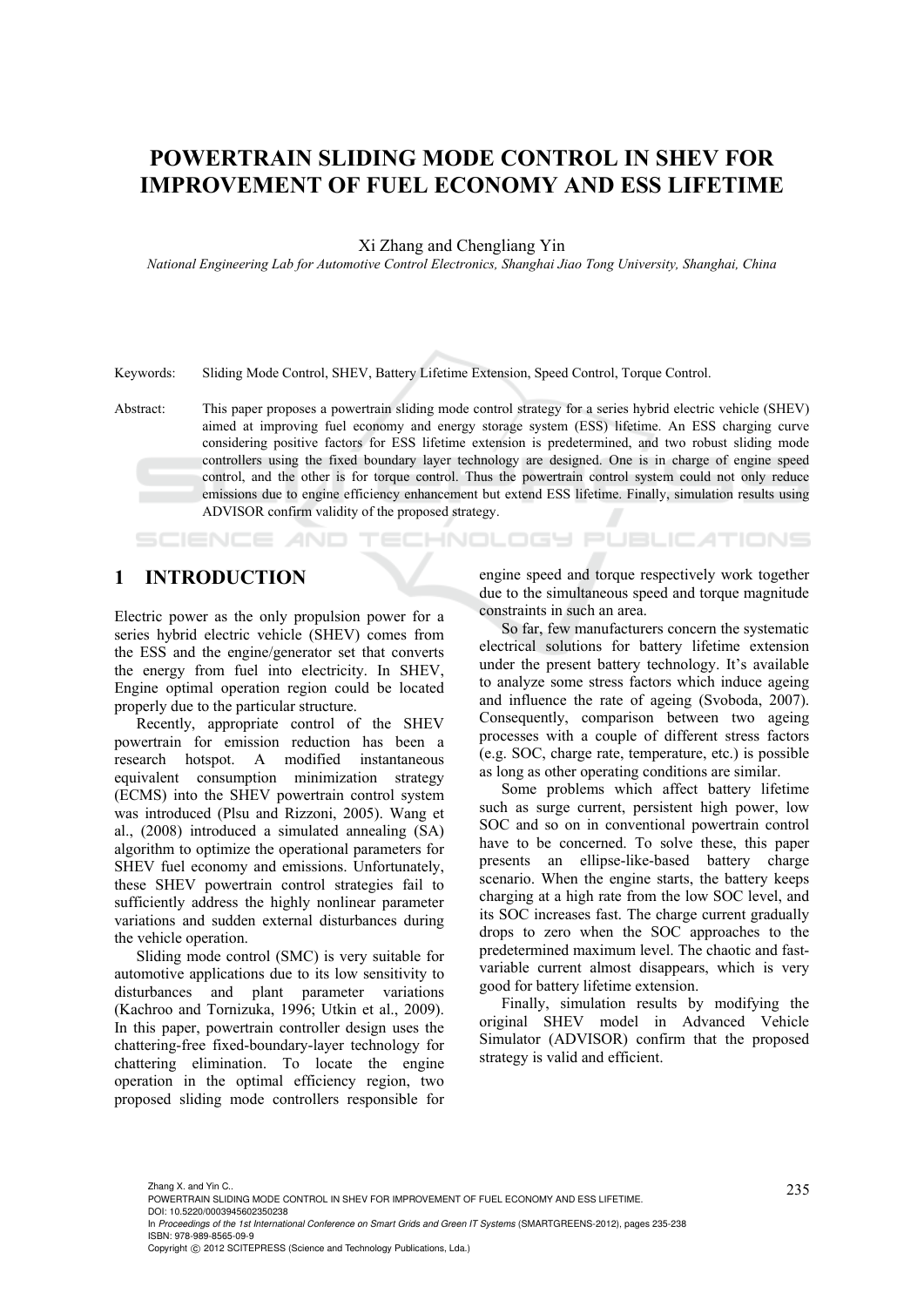# POWERTRAIN SLIDING MODE CONTROL IN SHEV FOR IMPROVEMENT OF FUEL ECONOMY AND ESS LIFETIME

Xi Zhang and Chengliang Yin

*National Engineering Lab for Automotive Control Electronics, Shanghai Jiao Tong University, Shanghai, China*

Keywords: Sliding Mode Control, SHEV, Battery Lifetime Extension, Speed Control, Torque Control.

Abstract: This paper proposes a powertrain sliding mode control strategy for a series hybrid electric vehicle (SHEV) aimed at improving fuel economy and energy storage system (ESS) lifetime. An ESS charging curve considering positive factors for ESS lifetime extension is predetermined, and two robust sliding mode controllers using the fixed boundary layer technology are designed. One is in charge of engine speed control, and the other is for torque control. Thus the powertrain control system could not only reduce emissions due to engine efficiency enhancement but extend ESS lifetime. Finally, simulation results using ADVISOR confirm validity of the proposed strategy.

## 1 INTRODUCTION

Electric power as the only propulsion power for a series hybrid electric vehicle (SHEV) comes from the ESS and the engine/generator set that converts the energy from fuel into electricity. In SHEV, Engine optimal operation region could be located properly due to the particular structure.

Recently, appropriate control of the SHEV powertrain for emission reduction has been a research hotspot. A modified instantaneous equivalent consumption minimization strategy (ECMS) into the SHEV powertrain control system was introduced (Plsu and Rizzoni, 2005). Wang et al., (2008) introduced a simulated annealing (SA) algorithm to optimize the operational parameters for SHEV fuel economy and emissions. Unfortunately, these SHEV powertrain control strategies fail to sufficiently address the highly nonlinear parameter variations and sudden external disturbances during the vehicle operation.

Sliding mode control (SMC) is very suitable for automotive applications due to its low sensitivity to disturbances and plant parameter variations (Kachroo and Tornizuka, 1996; Utkin et al., 2009). In this paper, powertrain controller design uses the chattering-free fixed-boundary-layer technology for chattering elimination. To locate the engine operation in the optimal efficiency region, two proposed sliding mode controllers responsible for engine speed and torque respectively work together due to the simultaneous speed and torque magnitude constraints in such an area.

So far, few manufacturers concern the systematic electrical solutions for battery lifetime extension under the present battery technology. It's available to analyze some stress factors which induce ageing and influence the rate of ageing (Svoboda, 2007). Consequently, comparison between two ageing processes with a couple of different stress factors (e.g. SOC, charge rate, temperature, etc.) is possible as long as other operating conditions are similar.

Some problems which affect battery lifetime such as surge current, persistent high power, low SOC and so on in conventional powertrain control have to be concerned. To solve these, this paper presents an ellipse-like-based battery charge scenario. When the engine starts, the battery keeps charging at a high rate from the low SOC level, and its SOC increases fast. The charge current gradually drops to zero when the SOC approaches to the predetermined maximum level. The chaotic and fast-variable current almost disappears, which is very good for battery lifetime extension.

Finally, simulation results by modifying the original SHEV model in Advanced Vehicle Simulator (ADVISOR) confirm that the proposed strategy is valid and efficient.

Zhang X. and Yin C..
POWERTRAIN SLIDING MODE CONTROL IN SHEV FOR IMPROVEMENT OF FUEL ECONOMY AND ESS LIFETIME.
DOI: 10.5220/0003945602350238
In *Proceedings of the 1st International Conference on Smart Grids and Green IT Systems* (SMARTGREENS-2012), pages 235-238
ISBN: 978-989-8565-09-9
Copyright © 2012 SCITEPRESS (Science and Technology Publications, Lda.)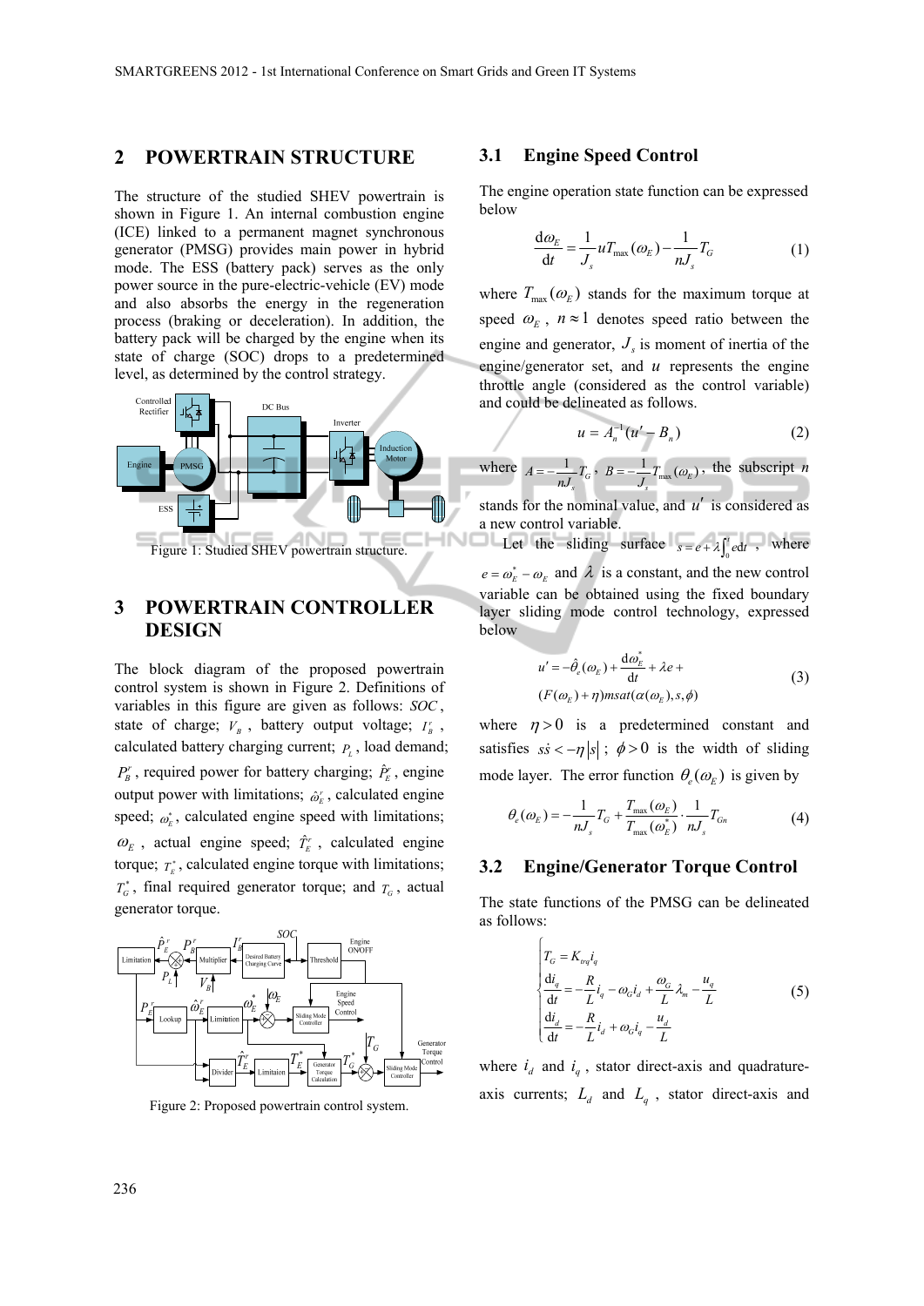## 2 POWERTRAIN STRUCTURE

The structure of the studied SHEV powertrain is shown in Figure 1. An internal combustion engine (ICE) linked to a permanent magnet synchronous generator (PMSG) provides main power in hybrid mode. The ESS (battery pack) serves as the only power source in the pure-electric-vehicle (EV) mode and also absorbs the energy in the regeneration process (braking or deceleration). In addition, the battery pack will be charged by the engine when its state of charge (SOC) drops to a predetermined level, as determined by the control strategy.

Figure 1: Studied SHEV powertrain structure.

## 3 POWERTRAIN CONTROLLER DESIGN

The block diagram of the proposed powertrain control system is shown in Figure 2. Definitions of variables in this figure are given as follows: $SOC$, state of charge; $V_B$, battery output voltage; $I_B^r$, calculated battery charging current; $P_L$, load demand; $P_B^r$, required power for battery charging; $\hat{P}_E^r$, engine output power with limitations; $\hat{\omega}_E^r$, calculated engine speed; $\omega_E^*$, calculated engine speed with limitations; $\omega_E$, actual engine speed; $\hat{T}_E^r$, calculated engine torque; $T_E^*$, calculated engine torque with limitations; $T_G^*$, final required generator torque; and $T_G$, actual generator torque.

Figure 2: Proposed powertrain control system.

### 3.1 Engine Speed Control

The engine operation state function can be expressed below

$$\frac{\mathrm{d}\omega_E}{\mathrm{d}t} = \frac{1}{J_s} u T_{\max}(\omega_E) - \frac{1}{nJ_s} T_G \tag{1}$$

where $T_{\max}(\omega_E)$ stands for the maximum torque at speed $\omega_E$, $n \approx 1$ denotes speed ratio between the engine and generator, $J_s$ is moment of inertia of the engine/generator set, and $u$ represents the engine throttle angle (considered as the control variable) and could be delineated as follows.

$$u = A_n^{-1}(u' - B_n) \tag{2}$$

where $A = -\frac{1}{nJ_s} T_G$, $B = -\frac{1}{J_s} T_{\max}(\omega_E)$, the subscript $n$ stands for the nominal value, and $u'$ is considered as a new control variable.

Let the sliding surface $s = e + \lambda \int_0^t e\mathrm{d}t$, where $e = \omega_E^* - \omega_E$ and $\lambda$ is a constant, and the new control variable can be obtained using the fixed boundary layer sliding mode control technology, expressed below

$$\begin{aligned} u' = & -\hat{\theta}_e(\omega_E) + \frac{\mathrm{d}\omega_E^*}{\mathrm{d}t} + \lambda e + \\ & (F(\omega_E) + \eta) msat(\alpha(\omega_E), s, \phi) \end{aligned} \tag{3}$$

where $\eta > 0$ is a predetermined constant and satisfies $s\dot{s} < -\eta|s|$; $\phi > 0$ is the width of sliding mode layer. The error function $\theta_e(\omega_E)$ is given by

$$\theta_e(\omega_E) = -\frac{1}{nJ_s} T_G + \frac{T_{\max}(\omega_E)}{T_{\max}(\omega_E^*)} \cdot \frac{1}{nJ_s} T_{Gn} \tag{4}$$

### 3.2 Engine/Generator Torque Control

The state functions of the PMSG can be delineated as follows:

$$\begin{cases} T_G = K_{trq} i_q \\ \frac{\mathrm{d}i_q}{\mathrm{d}t} = -\frac{R}{L} i_q - \omega_G i_d + \frac{\omega_G}{L} \lambda_m - \frac{u_q}{L} \\ \frac{\mathrm{d}i_d}{\mathrm{d}t} = -\frac{R}{L} i_d + \omega_G i_q - \frac{u_d}{L} \end{cases} \tag{5}$$

where $i_d$ and $i_q$, stator direct-axis and quadrature-axis currents; $L_d$ and $L_q$, stator direct-axis and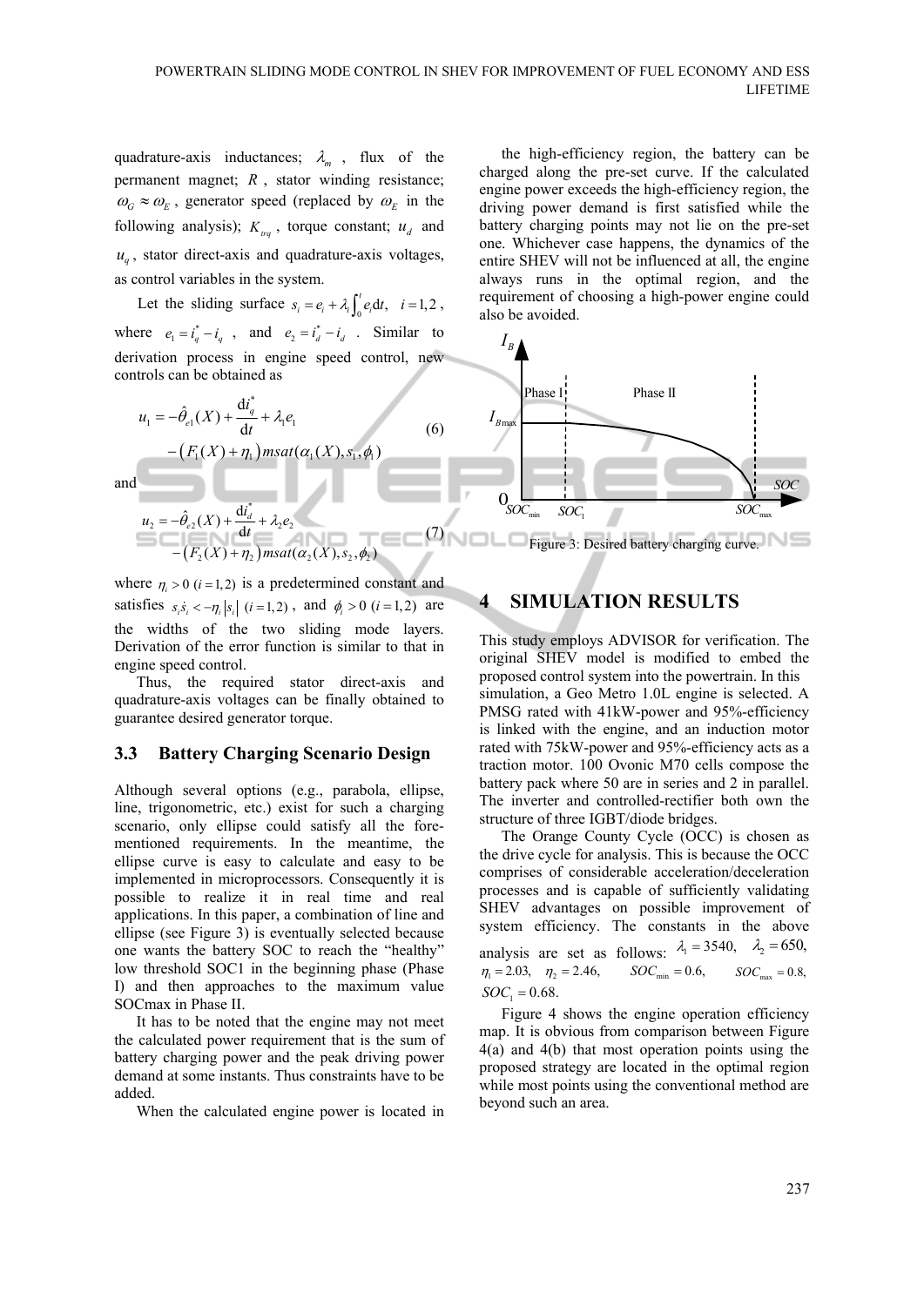quadrature-axis inductances; $\lambda_m$, flux of the permanent magnet; $R$, stator winding resistance; $\omega_G \approx \omega_E$, generator speed (replaced by $\omega_E$ in the following analysis); $K_{trq}$, torque constant; $u_d$ and $u_q$, stator direct-axis and quadrature-axis voltages, as control variables in the system.

Let the sliding surface $s_i = e_i + \lambda_i \int_0^t e_i \mathrm{d}t, \quad i = 1, 2$, where $e_1 = i_q^* - i_q$, and $e_2 = i_d^* - i_d$. Similar to derivation process in engine speed control, new controls can be obtained as

$$u_1 = -\hat{\theta}_{e1}(X) + \frac{\mathrm{d}i_q^*}{\mathrm{d}t} + \lambda_1 e_1 - \left(F_1(X) + \eta_1\right) msat(\alpha_1(X), s_1, \phi_1) \tag{6}$$

and

$$u_2 = -\hat{\theta}_{e2}(X) + \frac{\mathrm{d}i_d^*}{\mathrm{d}t} + \lambda_2 e_2 - \left(F_2(X) + \eta_2\right) msat(\alpha_2(X), s_2, \phi_2) \tag{7}$$

where $\eta_i > 0 \ (i = 1, 2)$ is a predetermined constant and satisfies $s_i \dot{s}_i < -\eta_i |s_i| \ (i = 1, 2)$, and $\phi_i > 0 \ (i = 1, 2)$ are the widths of the two sliding mode layers. Derivation of the error function is similar to that in engine speed control.

Thus, the required stator direct-axis and quadrature-axis voltages can be finally obtained to guarantee desired generator torque.

### 3.3 Battery Charging Scenario Design

Although several options (e.g., parabola, ellipse, line, trigonometric, etc.) exist for such a charging scenario, only ellipse could satisfy all the fore-mentioned requirements. In the meantime, the ellipse curve is easy to calculate and easy to be implemented in microprocessors. Consequently it is possible to realize it in real time and real applications. In this paper, a combination of line and ellipse (see Figure 3) is eventually selected because one wants the battery SOC to reach the "healthy" low threshold SOC1 in the beginning phase (Phase I) and then approaches to the maximum value SOCmax in Phase II.

It has to be noted that the engine may not meet the calculated power requirement that is the sum of battery charging power and the peak driving power demand at some instants. Thus constraints have to be added.

When the calculated engine power is located in the high-efficiency region, the battery can be charged along the pre-set curve. If the calculated engine power exceeds the high-efficiency region, the driving power demand is first satisfied while the battery charging points may not lie on the pre-set one. Whichever case happens, the dynamics of the entire SHEV will not be influenced at all, the engine always runs in the optimal region, and the requirement of choosing a high-power engine could also be avoided.

Figure 3: Desired battery charging curve.

## 4 SIMULATION RESULTS

This study employs ADVISOR for verification. The original SHEV model is modified to embed the proposed control system into the powertrain. In this simulation, a Geo Metro 1.0L engine is selected. A PMSG rated with 41kW-power and 95%-efficiency is linked with the engine, and an induction motor rated with 75kW-power and 95%-efficiency acts as a traction motor. 100 Ovonic M70 cells compose the battery pack where 50 are in series and 2 in parallel. The inverter and controlled-rectifier both own the structure of three IGBT/diode bridges.

The Orange County Cycle (OCC) is chosen as the drive cycle for analysis. This is because the OCC comprises of considerable acceleration/deceleration processes and is capable of sufficiently validating SHEV advantages on possible improvement of system efficiency. The constants in the above analysis are set as follows: $\lambda_1 = 3540, \quad \lambda_2 = 650,$ $\eta_1 = 2.03, \quad \eta_2 = 2.46, \quad SOC_{\min} = 0.6, \quad SOC_{\max} = 0.8,$ $SOC_1 = 0.68.$

Figure 4 shows the engine operation efficiency map. It is obvious from comparison between Figure 4(a) and 4(b) that most operation points using the proposed strategy are located in the optimal region while most points using the conventional method are beyond such an area.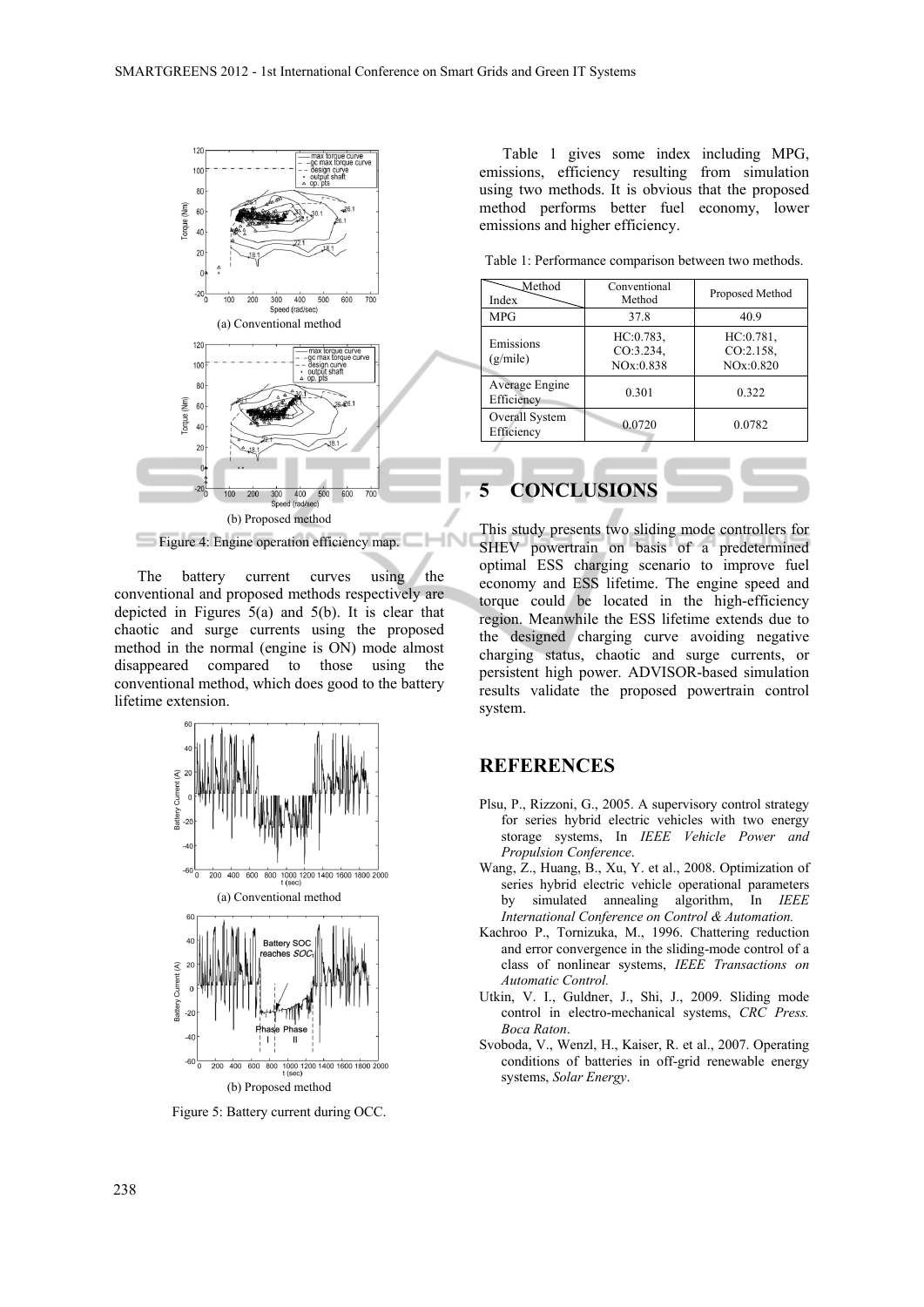120
100
80
60
40
20
0
-20
Torque (Nm)
Speed (rad/sec)
0 100 200 300 400 500 600 700
max torque curve
gc max torque curve
design curve
output shaft
op. pts

(a) Conventional method

120
100
80
60
40
20
0
-20
Torque (Nm)
Speed (rad/sec)
0 100 200 300 400 500 600 700
max torque curve
gc max torque curve
design curve
output shaft
op. pts

(b) Proposed method

Figure 4: Engine operation efficiency map.

The battery current curves using the conventional and proposed methods respectively are depicted in Figures 5(a) and 5(b). It is clear that chaotic and surge currents using the proposed method in the normal (engine is ON) mode almost disappeared compared to those using the conventional method, which does good to the battery lifetime extension.

60
40
20
0
-20
-40
-60
Battery Current (A)
t (sec)
0 200 400 600 800 1000 1200 1400 1600 1800 2000

(a) Conventional method

60
40
20
0
-20
-40
-60
Battery Current (A)
Battery SOC reaches $SOC_l$
Phase I
Phase II
t (sec)
0 200 400 600 800 1000 1200 1400 1600 1800 2000

(b) Proposed method

Figure 5: Battery current during OCC.

Table 1 gives some index including MPG, emissions, efficiency resulting from simulation using two methods. It is obvious that the proposed method performs better fuel economy, lower emissions and higher efficiency.

Table 1: Performance comparison between two methods.

| Index \ Method | Conventional Method | Proposed Method |
|---|---|---|
| MPG | 37.8 | 40.9 |
| Emissions (g/mile) | HC:0.783, CO:3.234, NOx:0.838 | HC:0.781, CO:2.158, NOx:0.820 |
| Average Engine Efficiency | 0.301 | 0.322 |
| Overall System Efficiency | 0.0720 | 0.0782 |

## 5 CONCLUSIONS

This study presents two sliding mode controllers for SHEV powertrain on basis of a predetermined optimal ESS charging scenario to improve fuel economy and ESS lifetime. The engine speed and torque could be located in the high-efficiency region. Meanwhile the ESS lifetime extends due to the designed charging curve avoiding negative charging status, chaotic and surge currents, or persistent high power. ADVISOR-based simulation results validate the proposed powertrain control system.

## REFERENCES

Plsu, P., Rizzoni, G., 2005. A supervisory control strategy for series hybrid electric vehicles with two energy storage systems, In *IEEE Vehicle Power and Propulsion Conference*.

Wang, Z., Huang, B., Xu, Y. et al., 2008. Optimization of series hybrid electric vehicle operational parameters by simulated annealing algorithm, In *IEEE International Conference on Control & Automation.*

Kachroo P., Tornizuka, M., 1996. Chattering reduction and error convergence in the sliding-mode control of a class of nonlinear systems, *IEEE Transactions on Automatic Control.*

Utkin, V. I., Guldner, J., Shi, J., 2009. Sliding mode control in electro-mechanical systems, *CRC Press. Boca Raton*.

Svoboda, V., Wenzl, H., Kaiser, R. et al., 2007. Operating conditions of batteries in off-grid renewable energy systems, *Solar Energy*.